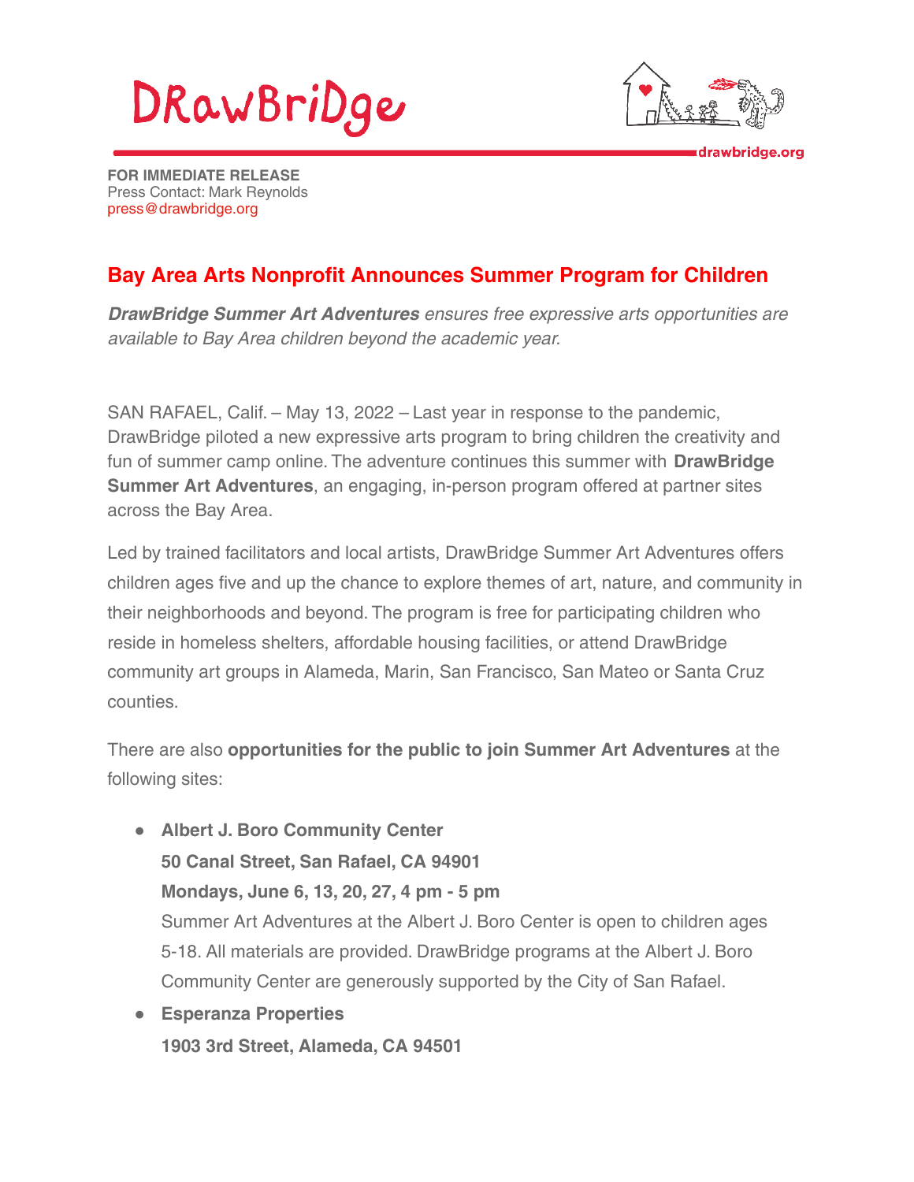DRawBriDge

drawbridge.org

**FOR IMMEDIATE RELEASE**
Press Contact: Mark Reynolds
press@drawbridge.org

## Bay Area Arts Nonprofit Announces Summer Program for Children

***DrawBridge Summer Art Adventures*** *ensures free expressive arts opportunities are available to Bay Area children beyond the academic year.*

SAN RAFAEL, Calif. – May 13, 2022 – Last year in response to the pandemic, DrawBridge piloted a new expressive arts program to bring children the creativity and fun of summer camp online. The adventure continues this summer with **DrawBridge Summer Art Adventures**, an engaging, in-person program offered at partner sites across the Bay Area.

Led by trained facilitators and local artists, DrawBridge Summer Art Adventures offers children ages five and up the chance to explore themes of art, nature, and community in their neighborhoods and beyond. The program is free for participating children who reside in homeless shelters, affordable housing facilities, or attend DrawBridge community art groups in Alameda, Marin, San Francisco, San Mateo or Santa Cruz counties.

There are also **opportunities for the public to join Summer Art Adventures** at the following sites:

- **Albert J. Boro Community Center**
  **50 Canal Street, San Rafael, CA 94901**
  **Mondays, June 6, 13, 20, 27, 4 pm - 5 pm**
  Summer Art Adventures at the Albert J. Boro Center is open to children ages 5-18. All materials are provided. DrawBridge programs at the Albert J. Boro Community Center are generously supported by the City of San Rafael.
- **Esperanza Properties**
  **1903 3rd Street, Alameda, CA 94501**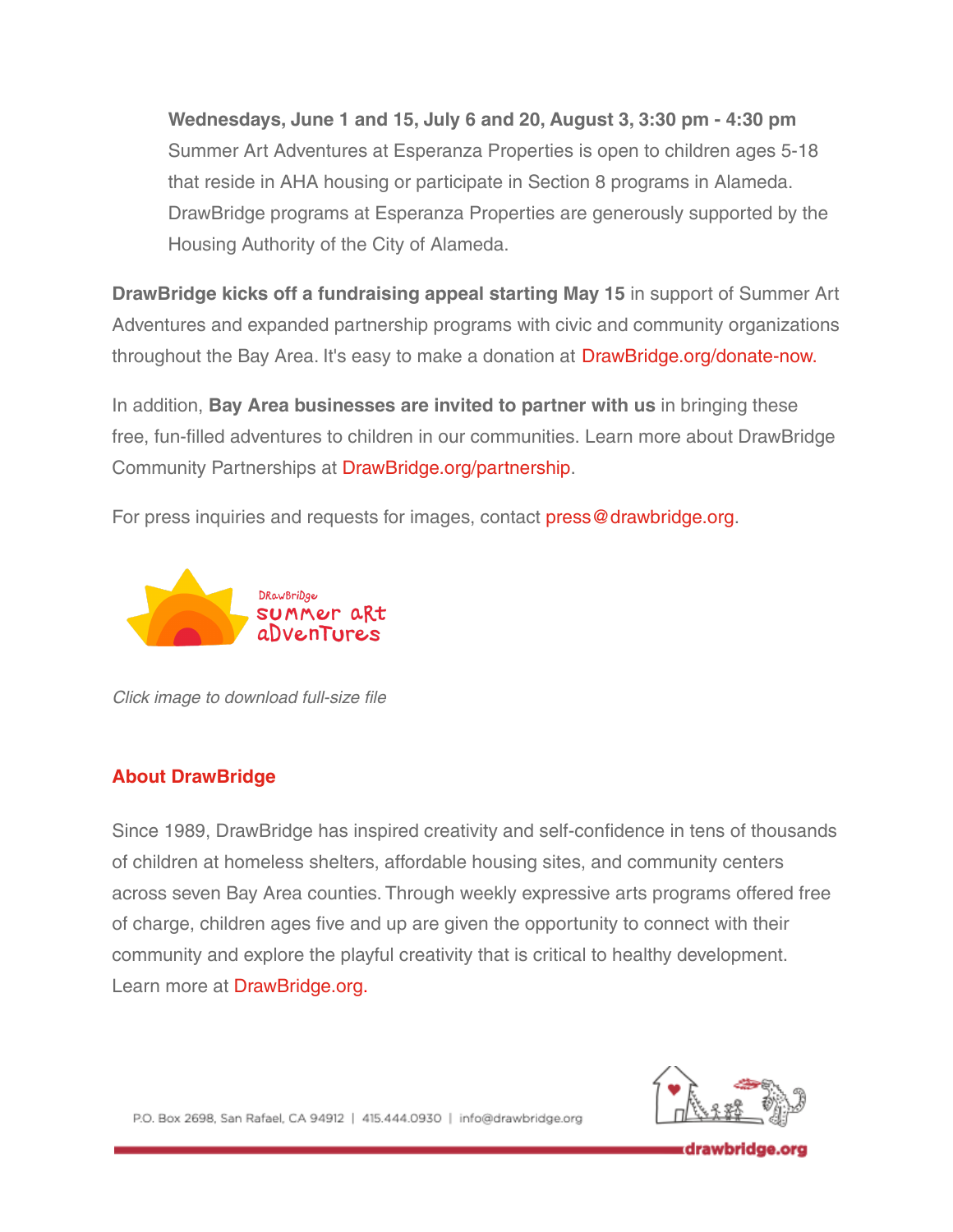**Wednesdays, June 1 and 15, July 6 and 20, August 3, 3:30 pm - 4:30 pm**
Summer Art Adventures at Esperanza Properties is open to children ages 5-18 that reside in AHA housing or participate in Section 8 programs in Alameda. DrawBridge programs at Esperanza Properties are generously supported by the Housing Authority of the City of Alameda.

**DrawBridge kicks off a fundraising appeal starting May 15** in support of Summer Art Adventures and expanded partnership programs with civic and community organizations throughout the Bay Area. It's easy to make a donation at DrawBridge.org/donate-now.

In addition, **Bay Area businesses are invited to partner with us** in bringing these free, fun-filled adventures to children in our communities. Learn more about DrawBridge Community Partnerships at DrawBridge.org/partnership.

For press inquiries and requests for images, contact press@drawbridge.org.

DrawBridge summer art adventures

*Click image to download full-size file*

## About DrawBridge

Since 1989, DrawBridge has inspired creativity and self-confidence in tens of thousands of children at homeless shelters, affordable housing sites, and community centers across seven Bay Area counties. Through weekly expressive arts programs offered free of charge, children ages five and up are given the opportunity to connect with their community and explore the playful creativity that is critical to healthy development. Learn more at DrawBridge.org.

P.O. Box 2698, San Rafael, CA 94912 | 415.444.0930 | info@drawbridge.org

drawbridge.org